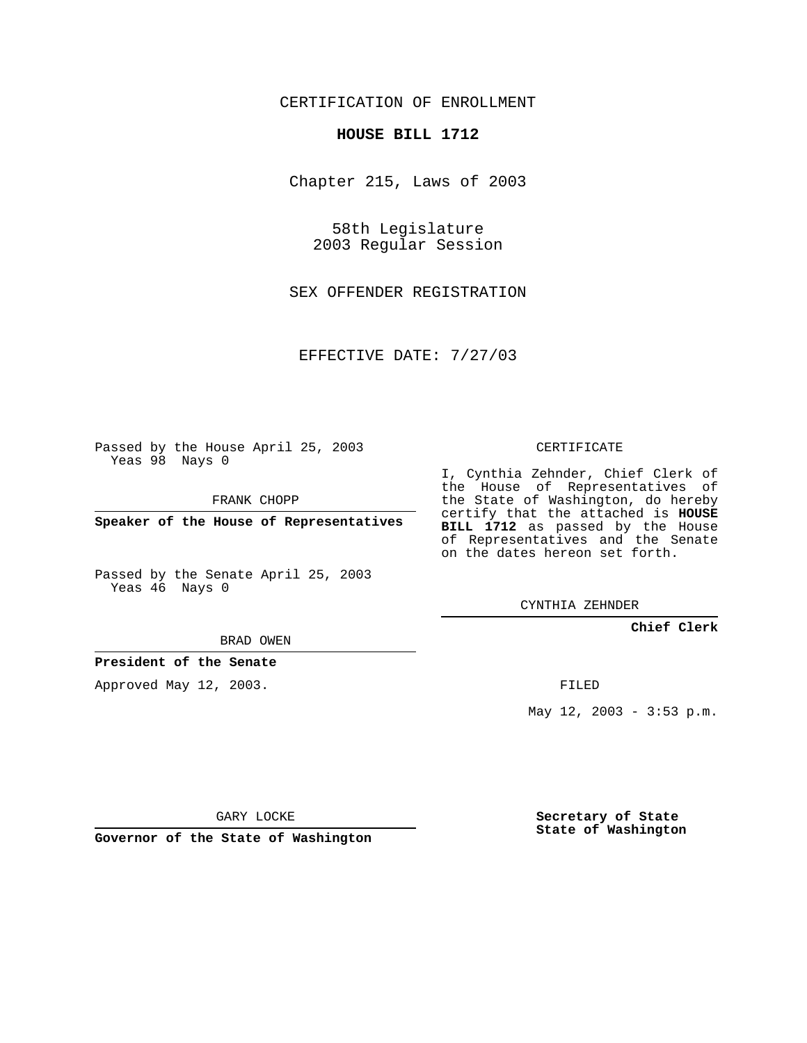CERTIFICATION OF ENROLLMENT

**HOUSE BILL 1712**

Chapter 215, Laws of 2003

58th Legislature
2003 Regular Session

SEX OFFENDER REGISTRATION

EFFECTIVE DATE: 7/27/03

Passed by the House April 25, 2003
Yeas 98 Nays 0

FRANK CHOPP

**Speaker of the House of Representatives**

Passed by the Senate April 25, 2003
Yeas 46 Nays 0

BRAD OWEN

**President of the Senate**

Approved May 12, 2003.

GARY LOCKE

**Governor of the State of Washington**

CERTIFICATE

I, Cynthia Zehnder, Chief Clerk of the House of Representatives of the State of Washington, do hereby certify that the attached is **HOUSE BILL 1712** as passed by the House of Representatives and the Senate on the dates hereon set forth.

CYNTHIA ZEHNDER

**Chief Clerk**

FILED

May 12, 2003 - 3:53 p.m.

**Secretary of State**
**State of Washington**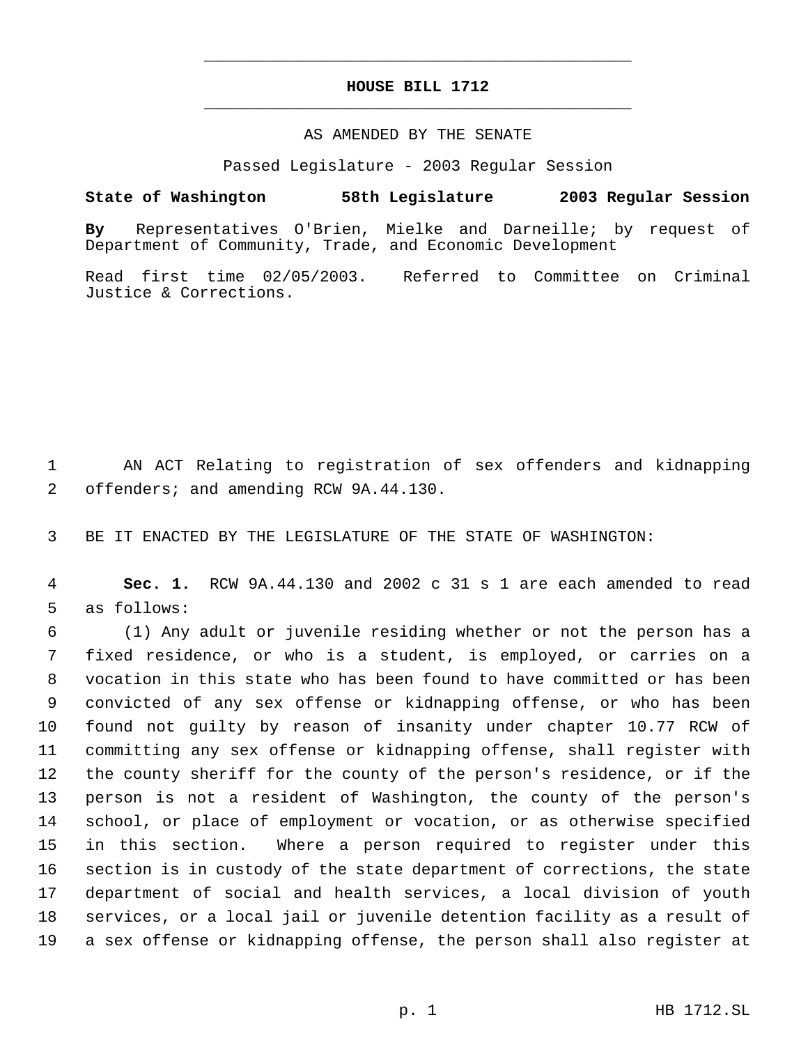# HOUSE BILL 1712

AS AMENDED BY THE SENATE

Passed Legislature - 2003 Regular Session

**State of Washington 58th Legislature 2003 Regular Session**

**By** Representatives O'Brien, Mielke and Darneille; by request of Department of Community, Trade, and Economic Development

Read first time 02/05/2003. Referred to Committee on Criminal Justice & Corrections.

AN ACT Relating to registration of sex offenders and kidnapping offenders; and amending RCW 9A.44.130.

BE IT ENACTED BY THE LEGISLATURE OF THE STATE OF WASHINGTON:

**Sec. 1.** RCW 9A.44.130 and 2002 c 31 s 1 are each amended to read as follows:

(1) Any adult or juvenile residing whether or not the person has a fixed residence, or who is a student, is employed, or carries on a vocation in this state who has been found to have committed or has been convicted of any sex offense or kidnapping offense, or who has been found not guilty by reason of insanity under chapter 10.77 RCW of committing any sex offense or kidnapping offense, shall register with the county sheriff for the county of the person's residence, or if the person is not a resident of Washington, the county of the person's school, or place of employment or vocation, or as otherwise specified in this section. Where a person required to register under this section is in custody of the state department of corrections, the state department of social and health services, a local division of youth services, or a local jail or juvenile detention facility as a result of a sex offense or kidnapping offense, the person shall also register at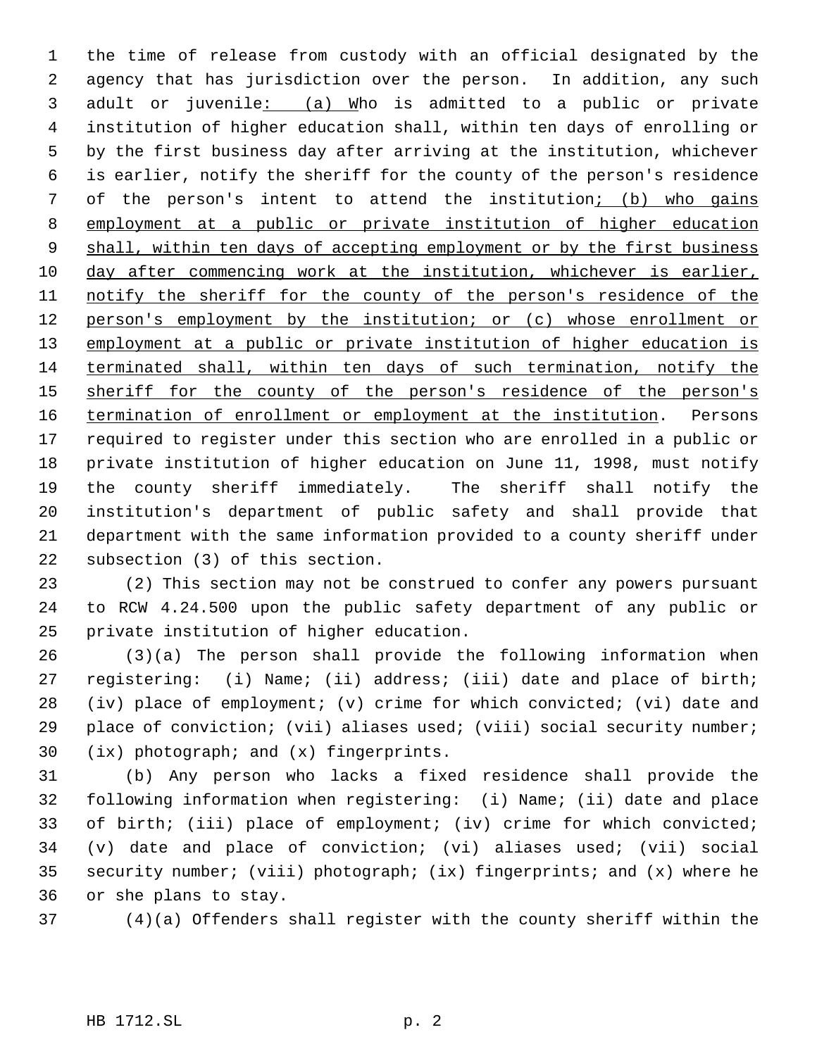the time of release from custody with an official designated by the agency that has jurisdiction over the person. In addition, any such adult or juvenile: (a) Who is admitted to a public or private institution of higher education shall, within ten days of enrolling or by the first business day after arriving at the institution, whichever is earlier, notify the sheriff for the county of the person's residence of the person's intent to attend the institution; (b) who gains employment at a public or private institution of higher education shall, within ten days of accepting employment or by the first business day after commencing work at the institution, whichever is earlier, notify the sheriff for the county of the person's residence of the person's employment by the institution; or (c) whose enrollment or employment at a public or private institution of higher education is terminated shall, within ten days of such termination, notify the sheriff for the county of the person's residence of the person's termination of enrollment or employment at the institution. Persons required to register under this section who are enrolled in a public or private institution of higher education on June 11, 1998, must notify the county sheriff immediately. The sheriff shall notify the institution's department of public safety and shall provide that department with the same information provided to a county sheriff under subsection (3) of this section.

(2) This section may not be construed to confer any powers pursuant to RCW 4.24.500 upon the public safety department of any public or private institution of higher education.

(3)(a) The person shall provide the following information when registering: (i) Name; (ii) address; (iii) date and place of birth; (iv) place of employment; (v) crime for which convicted; (vi) date and place of conviction; (vii) aliases used; (viii) social security number; (ix) photograph; and (x) fingerprints.

(b) Any person who lacks a fixed residence shall provide the following information when registering: (i) Name; (ii) date and place of birth; (iii) place of employment; (iv) crime for which convicted; (v) date and place of conviction; (vi) aliases used; (vii) social security number; (viii) photograph; (ix) fingerprints; and (x) where he or she plans to stay.

(4)(a) Offenders shall register with the county sheriff within the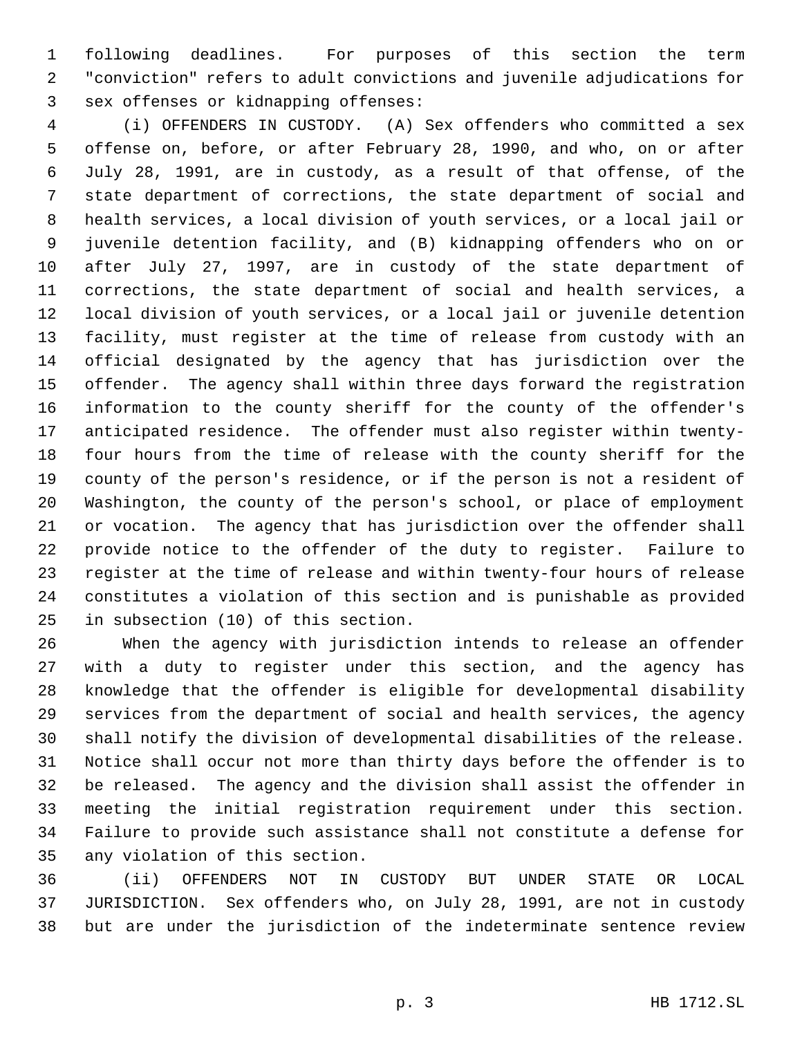following deadlines. For purposes of this section the term "conviction" refers to adult convictions and juvenile adjudications for sex offenses or kidnapping offenses:

(i) OFFENDERS IN CUSTODY. (A) Sex offenders who committed a sex offense on, before, or after February 28, 1990, and who, on or after July 28, 1991, are in custody, as a result of that offense, of the state department of corrections, the state department of social and health services, a local division of youth services, or a local jail or juvenile detention facility, and (B) kidnapping offenders who on or after July 27, 1997, are in custody of the state department of corrections, the state department of social and health services, a local division of youth services, or a local jail or juvenile detention facility, must register at the time of release from custody with an official designated by the agency that has jurisdiction over the offender. The agency shall within three days forward the registration information to the county sheriff for the county of the offender's anticipated residence. The offender must also register within twenty-four hours from the time of release with the county sheriff for the county of the person's residence, or if the person is not a resident of Washington, the county of the person's school, or place of employment or vocation. The agency that has jurisdiction over the offender shall provide notice to the offender of the duty to register. Failure to register at the time of release and within twenty-four hours of release constitutes a violation of this section and is punishable as provided in subsection (10) of this section.

When the agency with jurisdiction intends to release an offender with a duty to register under this section, and the agency has knowledge that the offender is eligible for developmental disability services from the department of social and health services, the agency shall notify the division of developmental disabilities of the release. Notice shall occur not more than thirty days before the offender is to be released. The agency and the division shall assist the offender in meeting the initial registration requirement under this section. Failure to provide such assistance shall not constitute a defense for any violation of this section.

(ii) OFFENDERS NOT IN CUSTODY BUT UNDER STATE OR LOCAL JURISDICTION. Sex offenders who, on July 28, 1991, are not in custody but are under the jurisdiction of the indeterminate sentence review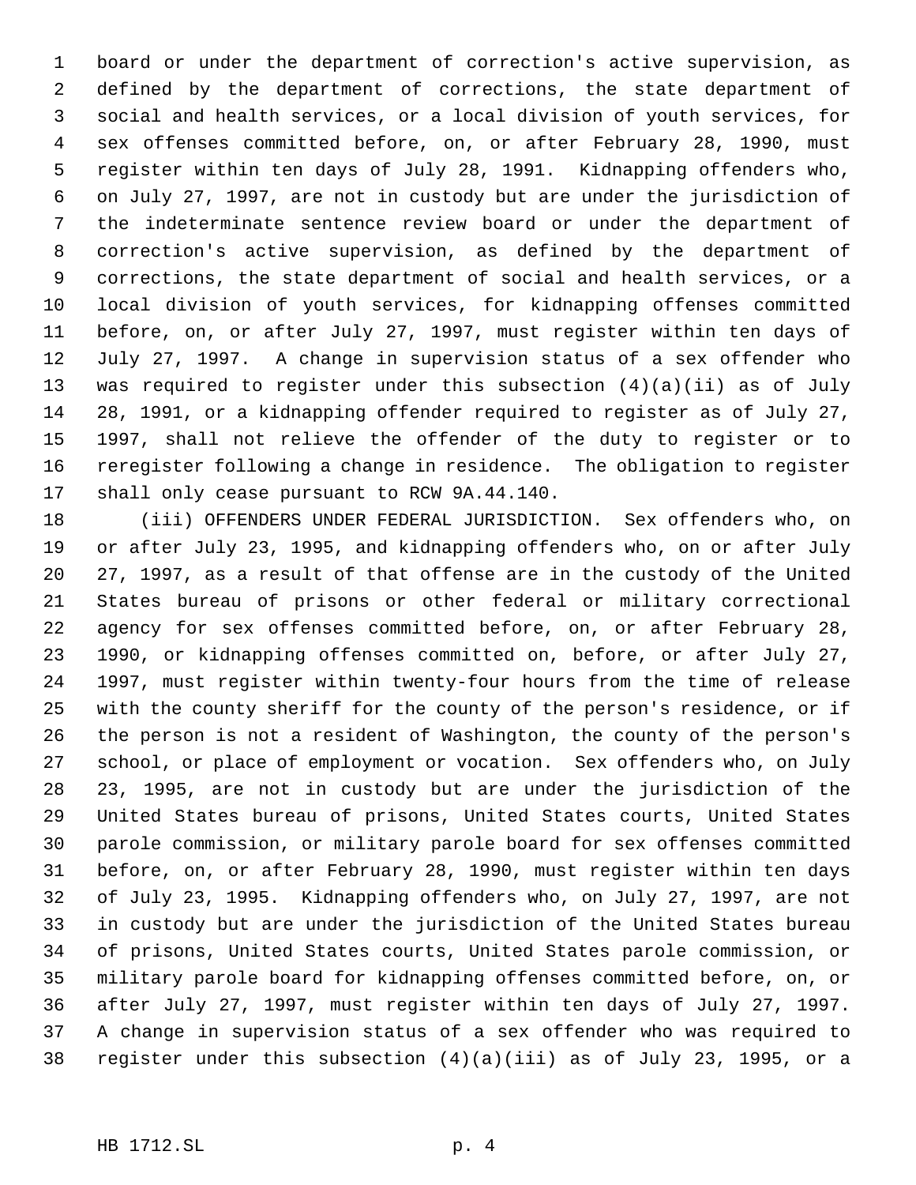board or under the department of correction's active supervision, as defined by the department of corrections, the state department of social and health services, or a local division of youth services, for sex offenses committed before, on, or after February 28, 1990, must register within ten days of July 28, 1991. Kidnapping offenders who, on July 27, 1997, are not in custody but are under the jurisdiction of the indeterminate sentence review board or under the department of correction's active supervision, as defined by the department of corrections, the state department of social and health services, or a local division of youth services, for kidnapping offenses committed before, on, or after July 27, 1997, must register within ten days of July 27, 1997. A change in supervision status of a sex offender who was required to register under this subsection (4)(a)(ii) as of July 28, 1991, or a kidnapping offender required to register as of July 27, 1997, shall not relieve the offender of the duty to register or to reregister following a change in residence. The obligation to register shall only cease pursuant to RCW 9A.44.140.

(iii) OFFENDERS UNDER FEDERAL JURISDICTION. Sex offenders who, on or after July 23, 1995, and kidnapping offenders who, on or after July 27, 1997, as a result of that offense are in the custody of the United States bureau of prisons or other federal or military correctional agency for sex offenses committed before, on, or after February 28, 1990, or kidnapping offenses committed on, before, or after July 27, 1997, must register within twenty-four hours from the time of release with the county sheriff for the county of the person's residence, or if the person is not a resident of Washington, the county of the person's school, or place of employment or vocation. Sex offenders who, on July 23, 1995, are not in custody but are under the jurisdiction of the United States bureau of prisons, United States courts, United States parole commission, or military parole board for sex offenses committed before, on, or after February 28, 1990, must register within ten days of July 23, 1995. Kidnapping offenders who, on July 27, 1997, are not in custody but are under the jurisdiction of the United States bureau of prisons, United States courts, United States parole commission, or military parole board for kidnapping offenses committed before, on, or after July 27, 1997, must register within ten days of July 27, 1997. A change in supervision status of a sex offender who was required to register under this subsection (4)(a)(iii) as of July 23, 1995, or a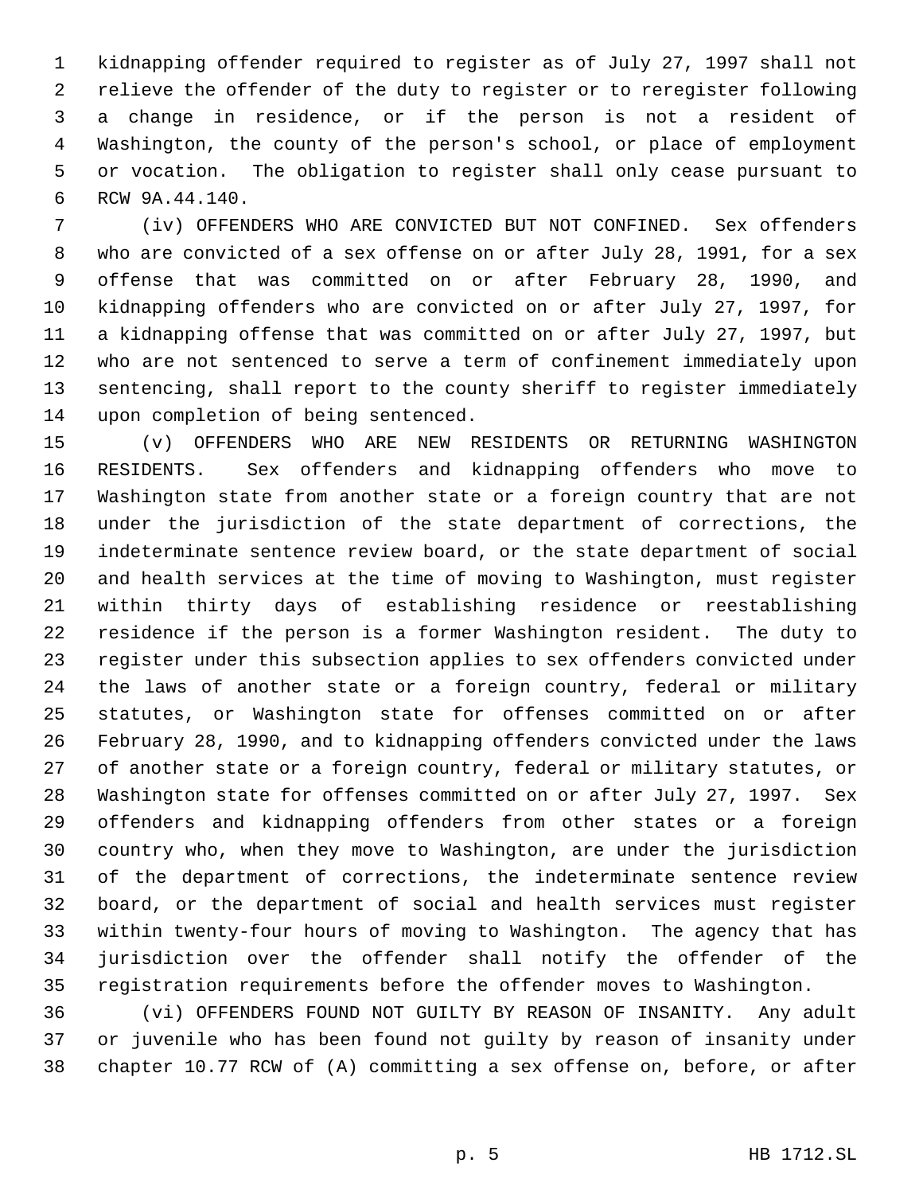kidnapping offender required to register as of July 27, 1997 shall not relieve the offender of the duty to register or to reregister following a change in residence, or if the person is not a resident of Washington, the county of the person's school, or place of employment or vocation. The obligation to register shall only cease pursuant to RCW 9A.44.140.

(iv) OFFENDERS WHO ARE CONVICTED BUT NOT CONFINED. Sex offenders who are convicted of a sex offense on or after July 28, 1991, for a sex offense that was committed on or after February 28, 1990, and kidnapping offenders who are convicted on or after July 27, 1997, for a kidnapping offense that was committed on or after July 27, 1997, but who are not sentenced to serve a term of confinement immediately upon sentencing, shall report to the county sheriff to register immediately upon completion of being sentenced.

(v) OFFENDERS WHO ARE NEW RESIDENTS OR RETURNING WASHINGTON RESIDENTS. Sex offenders and kidnapping offenders who move to Washington state from another state or a foreign country that are not under the jurisdiction of the state department of corrections, the indeterminate sentence review board, or the state department of social and health services at the time of moving to Washington, must register within thirty days of establishing residence or reestablishing residence if the person is a former Washington resident. The duty to register under this subsection applies to sex offenders convicted under the laws of another state or a foreign country, federal or military statutes, or Washington state for offenses committed on or after February 28, 1990, and to kidnapping offenders convicted under the laws of another state or a foreign country, federal or military statutes, or Washington state for offenses committed on or after July 27, 1997. Sex offenders and kidnapping offenders from other states or a foreign country who, when they move to Washington, are under the jurisdiction of the department of corrections, the indeterminate sentence review board, or the department of social and health services must register within twenty-four hours of moving to Washington. The agency that has jurisdiction over the offender shall notify the offender of the registration requirements before the offender moves to Washington.

(vi) OFFENDERS FOUND NOT GUILTY BY REASON OF INSANITY. Any adult or juvenile who has been found not guilty by reason of insanity under chapter 10.77 RCW of (A) committing a sex offense on, before, or after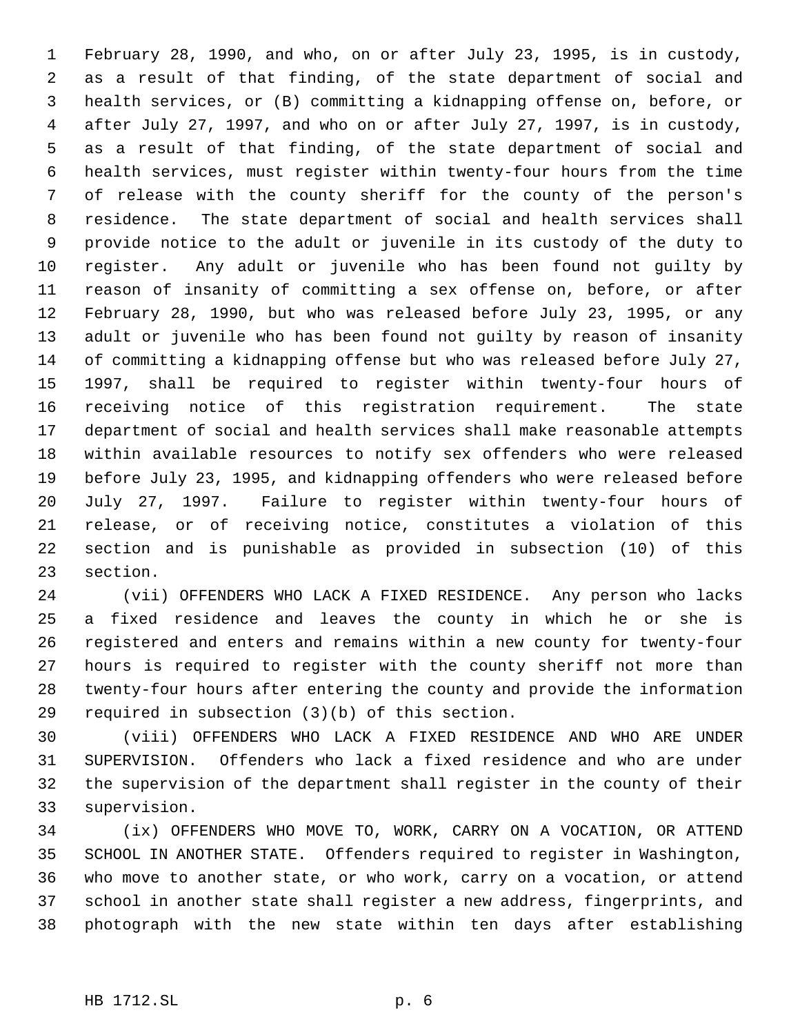February 28, 1990, and who, on or after July 23, 1995, is in custody, as a result of that finding, of the state department of social and health services, or (B) committing a kidnapping offense on, before, or after July 27, 1997, and who on or after July 27, 1997, is in custody, as a result of that finding, of the state department of social and health services, must register within twenty-four hours from the time of release with the county sheriff for the county of the person's residence. The state department of social and health services shall provide notice to the adult or juvenile in its custody of the duty to register. Any adult or juvenile who has been found not guilty by reason of insanity of committing a sex offense on, before, or after February 28, 1990, but who was released before July 23, 1995, or any adult or juvenile who has been found not guilty by reason of insanity of committing a kidnapping offense but who was released before July 27, 1997, shall be required to register within twenty-four hours of receiving notice of this registration requirement. The state department of social and health services shall make reasonable attempts within available resources to notify sex offenders who were released before July 23, 1995, and kidnapping offenders who were released before July 27, 1997. Failure to register within twenty-four hours of release, or of receiving notice, constitutes a violation of this section and is punishable as provided in subsection (10) of this section.

(vii) OFFENDERS WHO LACK A FIXED RESIDENCE. Any person who lacks a fixed residence and leaves the county in which he or she is registered and enters and remains within a new county for twenty-four hours is required to register with the county sheriff not more than twenty-four hours after entering the county and provide the information required in subsection (3)(b) of this section.

(viii) OFFENDERS WHO LACK A FIXED RESIDENCE AND WHO ARE UNDER SUPERVISION. Offenders who lack a fixed residence and who are under the supervision of the department shall register in the county of their supervision.

(ix) OFFENDERS WHO MOVE TO, WORK, CARRY ON A VOCATION, OR ATTEND SCHOOL IN ANOTHER STATE. Offenders required to register in Washington, who move to another state, or who work, carry on a vocation, or attend school in another state shall register a new address, fingerprints, and photograph with the new state within ten days after establishing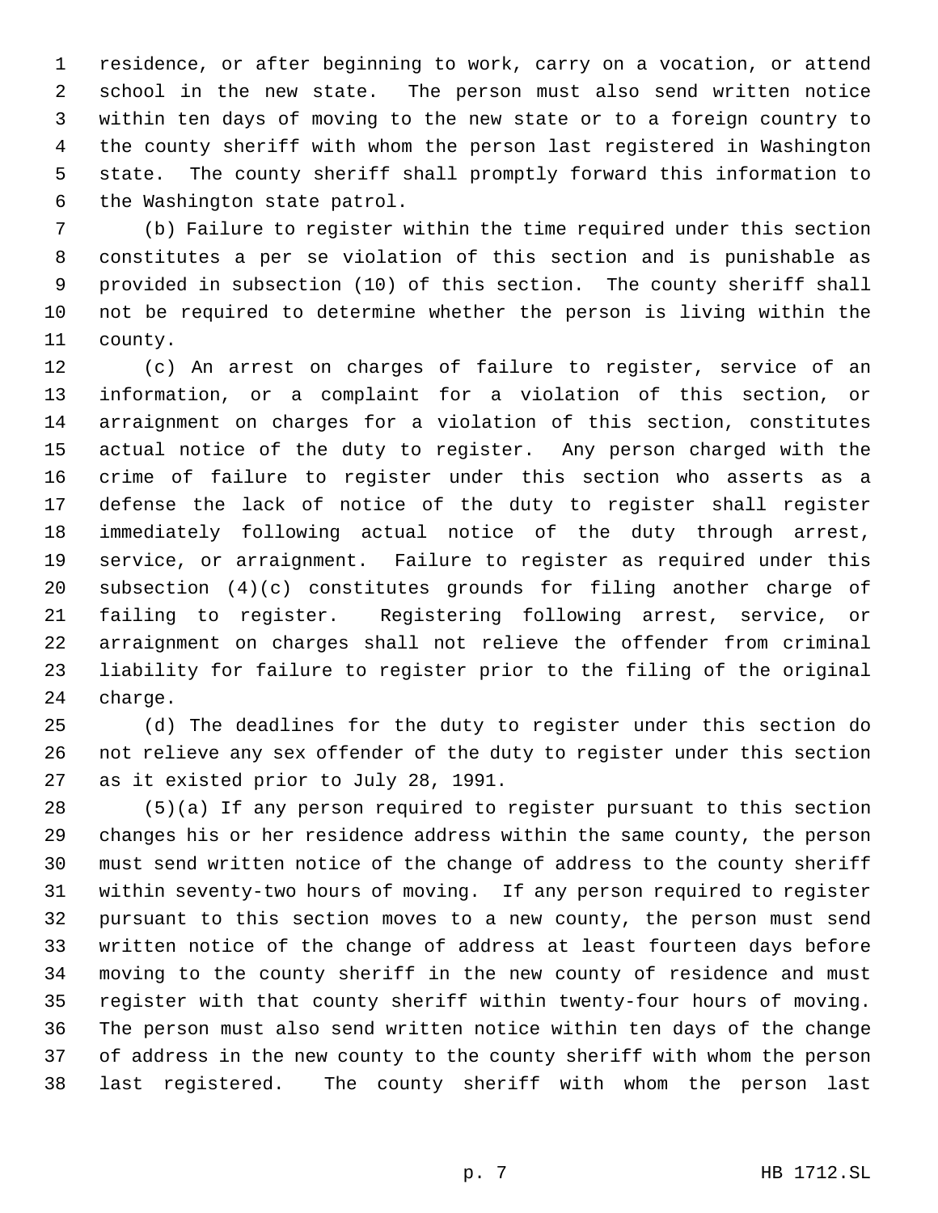residence, or after beginning to work, carry on a vocation, or attend school in the new state. The person must also send written notice within ten days of moving to the new state or to a foreign country to the county sheriff with whom the person last registered in Washington state. The county sheriff shall promptly forward this information to the Washington state patrol.

(b) Failure to register within the time required under this section constitutes a per se violation of this section and is punishable as provided in subsection (10) of this section. The county sheriff shall not be required to determine whether the person is living within the county.

(c) An arrest on charges of failure to register, service of an information, or a complaint for a violation of this section, or arraignment on charges for a violation of this section, constitutes actual notice of the duty to register. Any person charged with the crime of failure to register under this section who asserts as a defense the lack of notice of the duty to register shall register immediately following actual notice of the duty through arrest, service, or arraignment. Failure to register as required under this subsection (4)(c) constitutes grounds for filing another charge of failing to register. Registering following arrest, service, or arraignment on charges shall not relieve the offender from criminal liability for failure to register prior to the filing of the original charge.

(d) The deadlines for the duty to register under this section do not relieve any sex offender of the duty to register under this section as it existed prior to July 28, 1991.

(5)(a) If any person required to register pursuant to this section changes his or her residence address within the same county, the person must send written notice of the change of address to the county sheriff within seventy-two hours of moving. If any person required to register pursuant to this section moves to a new county, the person must send written notice of the change of address at least fourteen days before moving to the county sheriff in the new county of residence and must register with that county sheriff within twenty-four hours of moving. The person must also send written notice within ten days of the change of address in the new county to the county sheriff with whom the person last registered. The county sheriff with whom the person last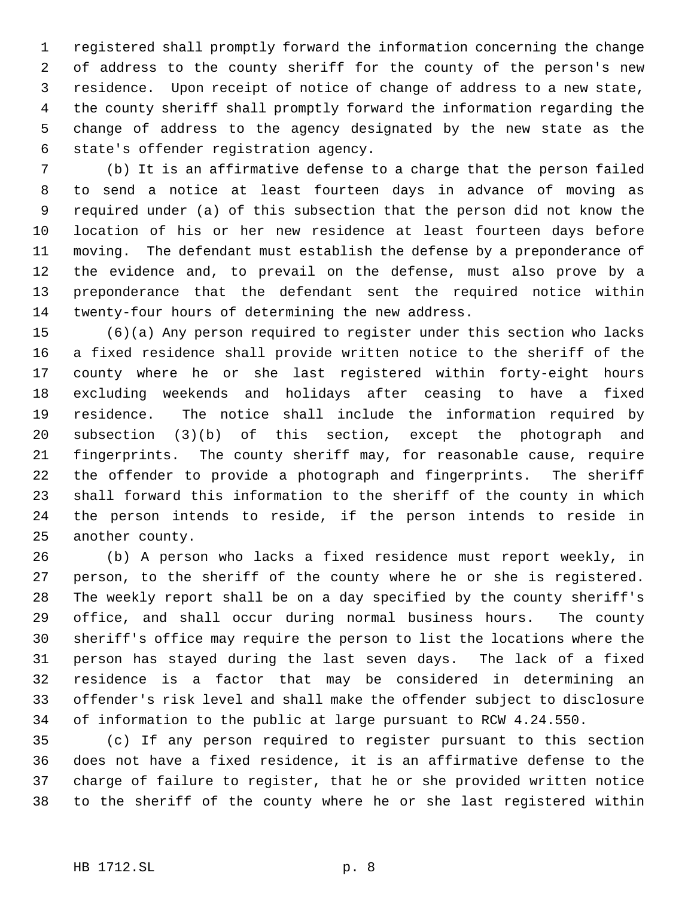registered shall promptly forward the information concerning the change of address to the county sheriff for the county of the person's new residence. Upon receipt of notice of change of address to a new state, the county sheriff shall promptly forward the information regarding the change of address to the agency designated by the new state as the state's offender registration agency.

(b) It is an affirmative defense to a charge that the person failed to send a notice at least fourteen days in advance of moving as required under (a) of this subsection that the person did not know the location of his or her new residence at least fourteen days before moving. The defendant must establish the defense by a preponderance of the evidence and, to prevail on the defense, must also prove by a preponderance that the defendant sent the required notice within twenty-four hours of determining the new address.

(6)(a) Any person required to register under this section who lacks a fixed residence shall provide written notice to the sheriff of the county where he or she last registered within forty-eight hours excluding weekends and holidays after ceasing to have a fixed residence. The notice shall include the information required by subsection (3)(b) of this section, except the photograph and fingerprints. The county sheriff may, for reasonable cause, require the offender to provide a photograph and fingerprints. The sheriff shall forward this information to the sheriff of the county in which the person intends to reside, if the person intends to reside in another county.

(b) A person who lacks a fixed residence must report weekly, in person, to the sheriff of the county where he or she is registered. The weekly report shall be on a day specified by the county sheriff's office, and shall occur during normal business hours. The county sheriff's office may require the person to list the locations where the person has stayed during the last seven days. The lack of a fixed residence is a factor that may be considered in determining an offender's risk level and shall make the offender subject to disclosure of information to the public at large pursuant to RCW 4.24.550.

(c) If any person required to register pursuant to this section does not have a fixed residence, it is an affirmative defense to the charge of failure to register, that he or she provided written notice to the sheriff of the county where he or she last registered within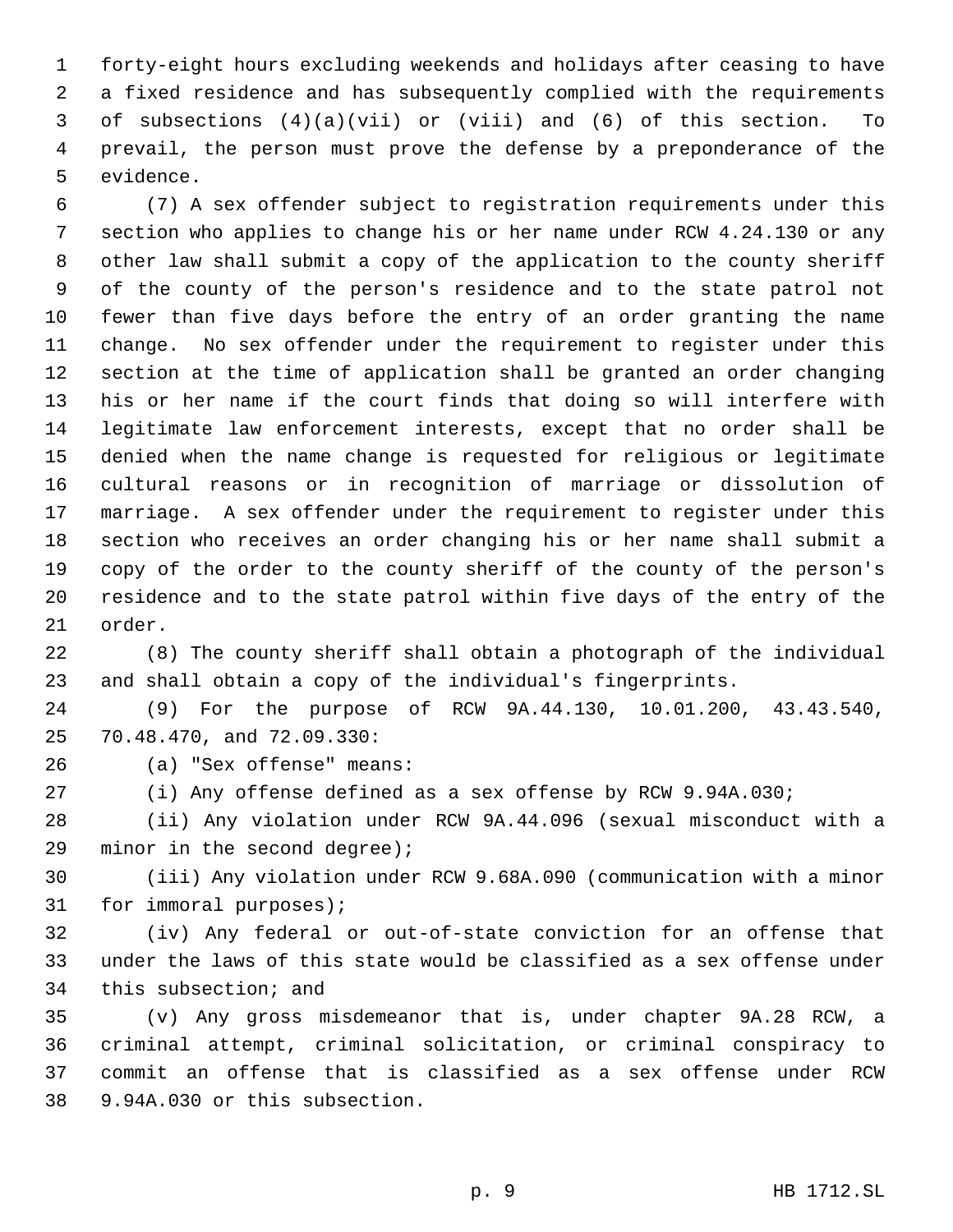forty-eight hours excluding weekends and holidays after ceasing to have a fixed residence and has subsequently complied with the requirements of subsections (4)(a)(vii) or (viii) and (6) of this section. To prevail, the person must prove the defense by a preponderance of the evidence.

(7) A sex offender subject to registration requirements under this section who applies to change his or her name under RCW 4.24.130 or any other law shall submit a copy of the application to the county sheriff of the county of the person's residence and to the state patrol not fewer than five days before the entry of an order granting the name change. No sex offender under the requirement to register under this section at the time of application shall be granted an order changing his or her name if the court finds that doing so will interfere with legitimate law enforcement interests, except that no order shall be denied when the name change is requested for religious or legitimate cultural reasons or in recognition of marriage or dissolution of marriage. A sex offender under the requirement to register under this section who receives an order changing his or her name shall submit a copy of the order to the county sheriff of the county of the person's residence and to the state patrol within five days of the entry of the order.

(8) The county sheriff shall obtain a photograph of the individual and shall obtain a copy of the individual's fingerprints.

(9) For the purpose of RCW 9A.44.130, 10.01.200, 43.43.540, 70.48.470, and 72.09.330:

(a) "Sex offense" means:

(i) Any offense defined as a sex offense by RCW 9.94A.030;

(ii) Any violation under RCW 9A.44.096 (sexual misconduct with a minor in the second degree);

(iii) Any violation under RCW 9.68A.090 (communication with a minor for immoral purposes);

(iv) Any federal or out-of-state conviction for an offense that under the laws of this state would be classified as a sex offense under this subsection; and

(v) Any gross misdemeanor that is, under chapter 9A.28 RCW, a criminal attempt, criminal solicitation, or criminal conspiracy to commit an offense that is classified as a sex offense under RCW 9.94A.030 or this subsection.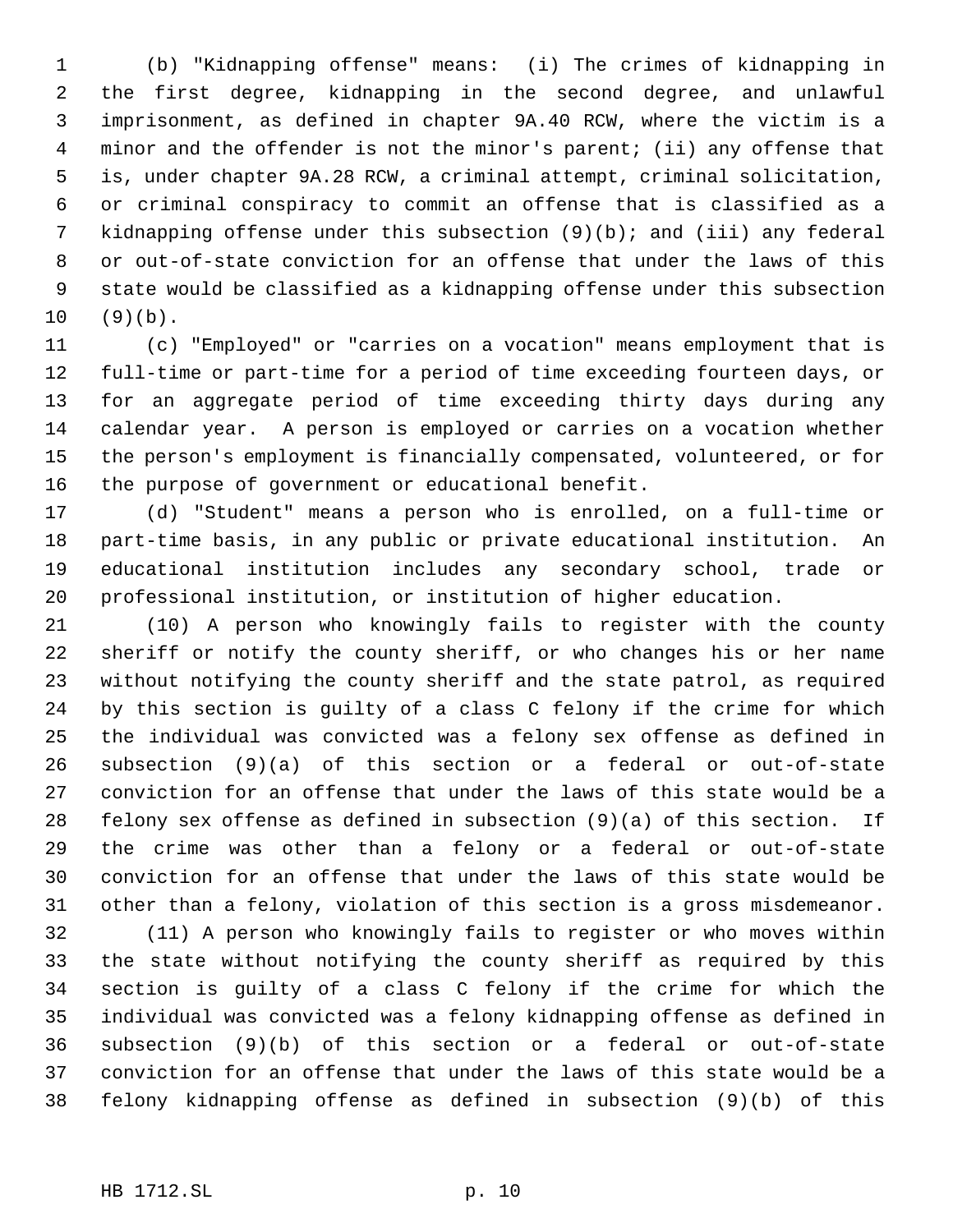(b) "Kidnapping offense" means: (i) The crimes of kidnapping in the first degree, kidnapping in the second degree, and unlawful imprisonment, as defined in chapter 9A.40 RCW, where the victim is a minor and the offender is not the minor's parent; (ii) any offense that is, under chapter 9A.28 RCW, a criminal attempt, criminal solicitation, or criminal conspiracy to commit an offense that is classified as a kidnapping offense under this subsection (9)(b); and (iii) any federal or out-of-state conviction for an offense that under the laws of this state would be classified as a kidnapping offense under this subsection (9)(b).

(c) "Employed" or "carries on a vocation" means employment that is full-time or part-time for a period of time exceeding fourteen days, or for an aggregate period of time exceeding thirty days during any calendar year. A person is employed or carries on a vocation whether the person's employment is financially compensated, volunteered, or for the purpose of government or educational benefit.

(d) "Student" means a person who is enrolled, on a full-time or part-time basis, in any public or private educational institution. An educational institution includes any secondary school, trade or professional institution, or institution of higher education.

(10) A person who knowingly fails to register with the county sheriff or notify the county sheriff, or who changes his or her name without notifying the county sheriff and the state patrol, as required by this section is guilty of a class C felony if the crime for which the individual was convicted was a felony sex offense as defined in subsection (9)(a) of this section or a federal or out-of-state conviction for an offense that under the laws of this state would be a felony sex offense as defined in subsection (9)(a) of this section. If the crime was other than a felony or a federal or out-of-state conviction for an offense that under the laws of this state would be other than a felony, violation of this section is a gross misdemeanor.

(11) A person who knowingly fails to register or who moves within the state without notifying the county sheriff as required by this section is guilty of a class C felony if the crime for which the individual was convicted was a felony kidnapping offense as defined in subsection (9)(b) of this section or a federal or out-of-state conviction for an offense that under the laws of this state would be a felony kidnapping offense as defined in subsection (9)(b) of this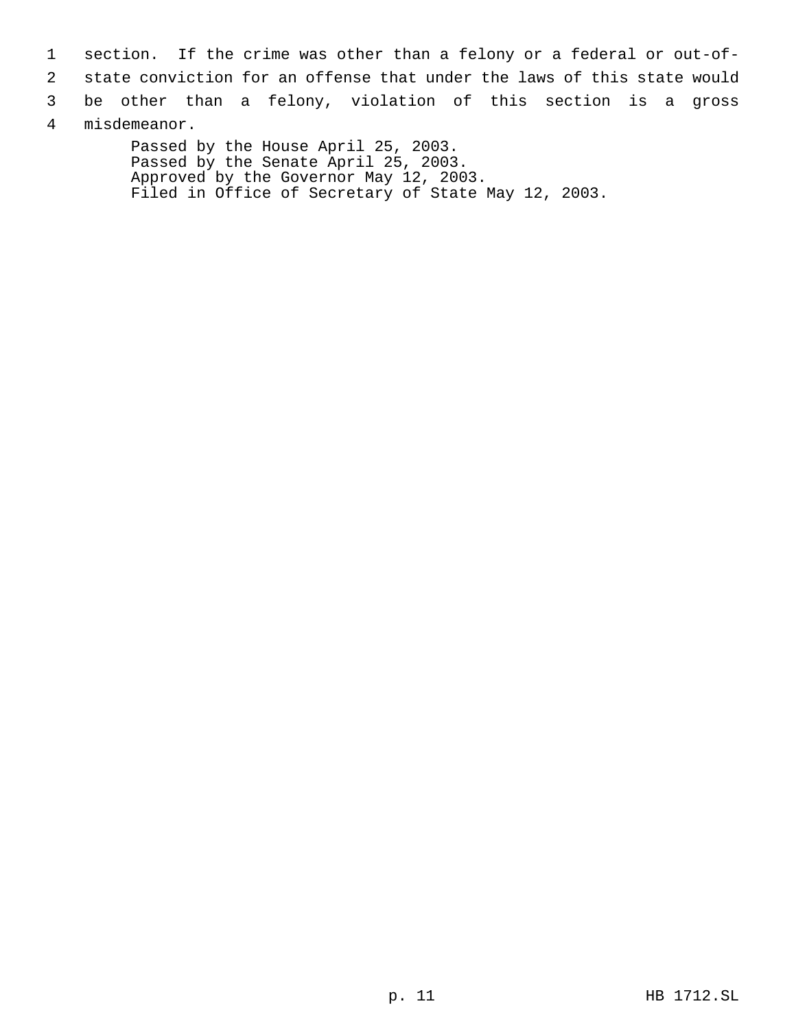section. If the crime was other than a felony or a federal or out-of-state conviction for an offense that under the laws of this state would be other than a felony, violation of this section is a gross misdemeanor.

Passed by the House April 25, 2003.
Passed by the Senate April 25, 2003.
Approved by the Governor May 12, 2003.
Filed in Office of Secretary of State May 12, 2003.